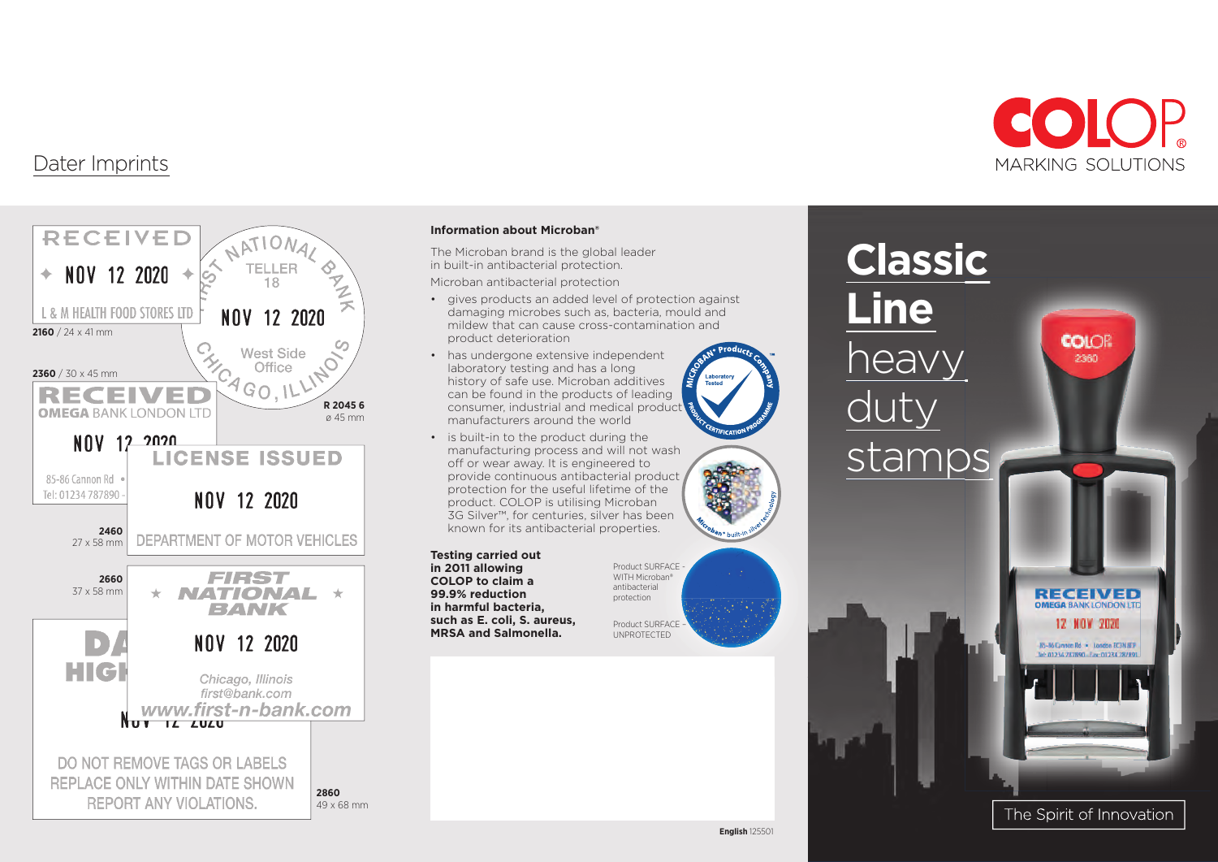# Dater Imprints

RECEIVED
✦ NOV 12 2020 ✦
L & M HEALTH FOOD STORES LTD

**2160** / 24 x 41 mm

FIRST NATIONAL BANK
TELLER
18
NOV 12 2020
West Side
Office
CHICAGO, ILLINOIS

**R 2045 6**
ø 45 mm

**2360** / 30 x 45 mm

RECEIVED
OMEGA BANK LONDON LTD
NOV 12 2020
85-86 Cannon Rd •
Tel: 01234 787890 -

LICENSE ISSUED
NOV 12 2020
DEPARTMENT OF MOTOR VEHICLES

**2460**
27 x 58 mm

★ FIRST NATIONAL BANK ★
NOV 12 2020
Chicago, Illinois
first@bank.com
www.first-n-bank.com

**2660**
37 x 58 mm

DA
HIGH
NOV 12 2020
DO NOT REMOVE TAGS OR LABELS
REPLACE ONLY WITHIN DATE SHOWN
REPORT ANY VIOLATIONS.

**2860**
49 x 68 mm

**Information about Microban®**

The Microban brand is the global leader in built-in antibacterial protection.

Microban antibacterial protection

- gives products an added level of protection against damaging microbes such as, bacteria, mould and mildew that can cause cross-contamination and product deterioration
- has undergone extensive independent laboratory testing and has a long history of safe use. Microban additives can be found in the products of leading consumer, industrial and medical product manufacturers around the world
- is built-in to the product during the manufacturing process and will not wash off or wear away. It is engineered to provide continuous antibacterial product protection for the useful lifetime of the product. COLOP is utilising Microban 3G Silver™, for centuries, silver has been known for its antibacterial properties.

MICROBAN® Products Company – Laboratory Tested – PRODUCT CERTIFICATION PROGRAMME

Microban® built-in silver technology

**Testing carried out in 2011 allowing COLOP to claim a 99.9% reduction in harmful bacteria, such as E. coli, S. aureus, MRSA and Salmonella.**

Product SURFACE - WITH Microban® antibacterial protection

Product SURFACE - UNPROTECTED

**English** 125501

COLOP
MARKING SOLUTIONS

# Classic Line heavy duty stamps

The Spirit of Innovation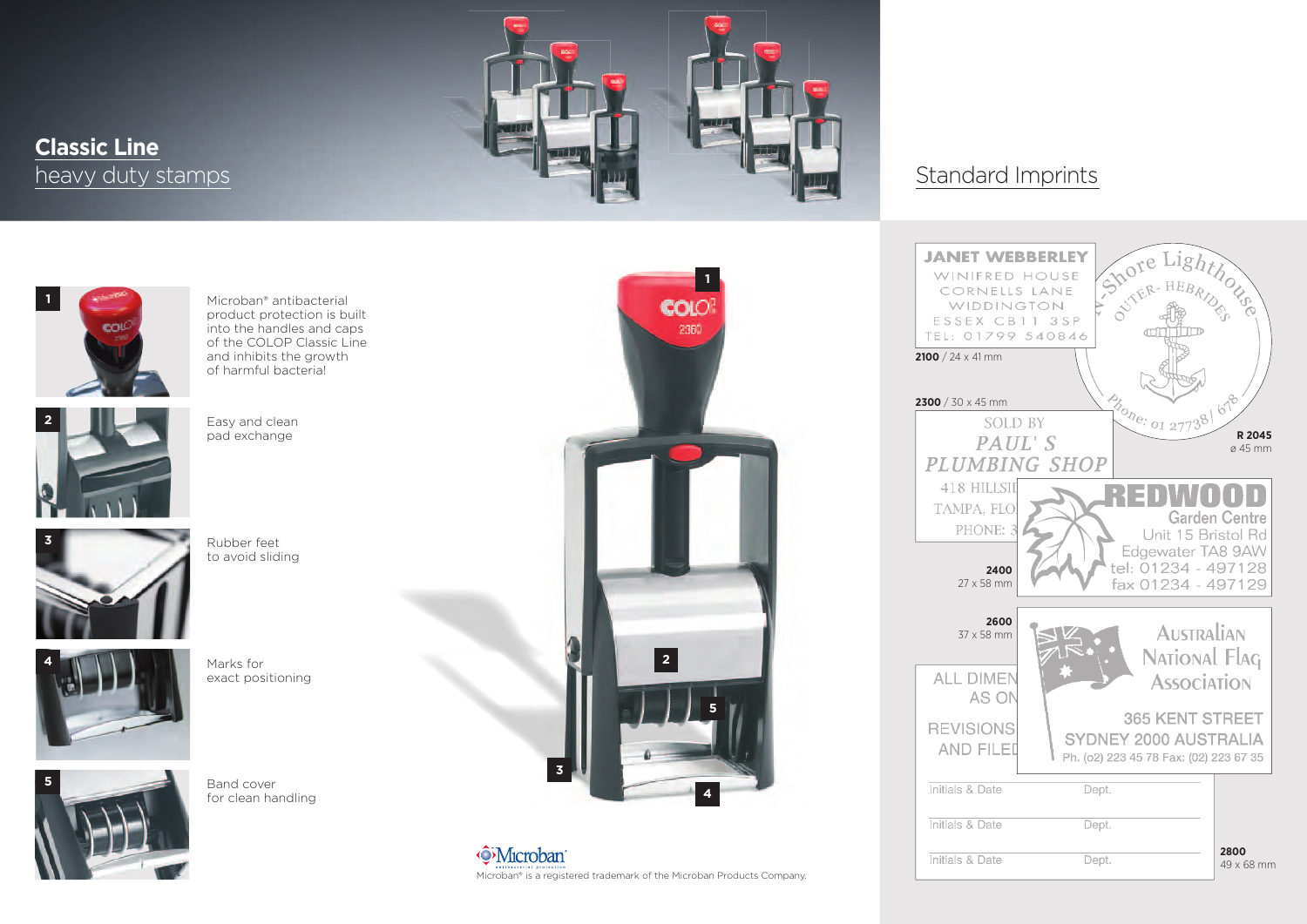# Classic Line
## heavy duty stamps

1. Microban® antibacterial product protection is built into the handles and caps of the COLOP Classic Line and inhibits the growth of harmful bacteria!
2. Easy and clean pad exchange
3. Rubber feet to avoid sliding
4. Marks for exact positioning
5. Band cover for clean handling

Microban® is a registered trademark of the Microban Products Company.

## Standard Imprints

JANET WEBBERLEY
WINIFRED HOUSE
CORNELLS LANE
WIDDINGTON
ESSEX CB11 3SP
TEL: 01799 540846

**2100** / 24 x 41 mm

N-Shore Lighthouse
OUTER- HEBRIDES
Phone: 01 27738/ 678

**R 2045**
ø 45 mm

**2300** / 30 x 45 mm

SOLD BY
PAUL' S
PLUMBING SHOP
418 HILLSI
TAMPA, FLO
PHONE: 3

**2400**
27 x 58 mm

REDWOOD
Garden Centre
Unit 15 Bristol Rd
Edgewater TA8 9AW
tel: 01234 - 497128
fax 01234 - 497129

**2600**
37 x 58 mm

Australian
National Flag
Association
365 KENT STREET
SYDNEY 2000 AUSTRALIA
Ph. (o2) 223 45 78 Fax: (02) 223 67 35

ALL DIMEN
AS ON
REVISIONS
AND FILED

| | |
|---|---|
| Initials & Date | Dept. |
| Initials & Date | Dept. |
| Initials & Date | Dept. |

**2800**
49 x 68 mm